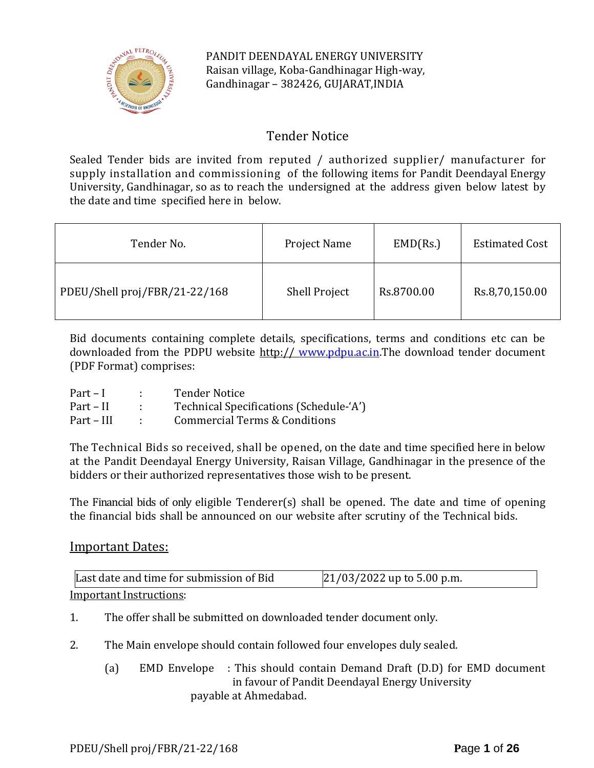PANDIT DEENDAYAL ENERGY UNIVERSITY
Raisan village, Koba-Gandhinagar High-way,
Gandhinagar – 382426, GUJARAT,INDIA

# Tender Notice

Sealed Tender bids are invited from reputed / authorized supplier/ manufacturer for supply installation and commissioning of the following items for Pandit Deendayal Energy University, Gandhinagar, so as to reach the undersigned at the address given below latest by the date and time specified here in below.

| Tender No. | Project Name | EMD(Rs.) | Estimated Cost |
|---|---|---|---|
| PDEU/Shell proj/FBR/21-22/168 | Shell Project | Rs.8700.00 | Rs.8,70,150.00 |

Bid documents containing complete details, specifications, terms and conditions etc can be downloaded from the PDPU website http:// www.pdpu.ac.in.The download tender document (PDF Format) comprises:

Part – I : Tender Notice
Part – II : Technical Specifications (Schedule-'A')
Part – III : Commercial Terms & Conditions

The Technical Bids so received, shall be opened, on the date and time specified here in below at the Pandit Deendayal Energy University, Raisan Village, Gandhinagar in the presence of the bidders or their authorized representatives those wish to be present.

The Financial bids of only eligible Tenderer(s) shall be opened. The date and time of opening the financial bids shall be announced on our website after scrutiny of the Technical bids.

## Important Dates:

| Last date and time for submission of Bid | 21/03/2022 up to 5.00 p.m. |
|---|---|

Important Instructions:

1. The offer shall be submitted on downloaded tender document only.

2. The Main envelope should contain followed four envelopes duly sealed.

   (a) EMD Envelope : This should contain Demand Draft (D.D) for EMD document in favour of Pandit Deendayal Energy University payable at Ahmedabad.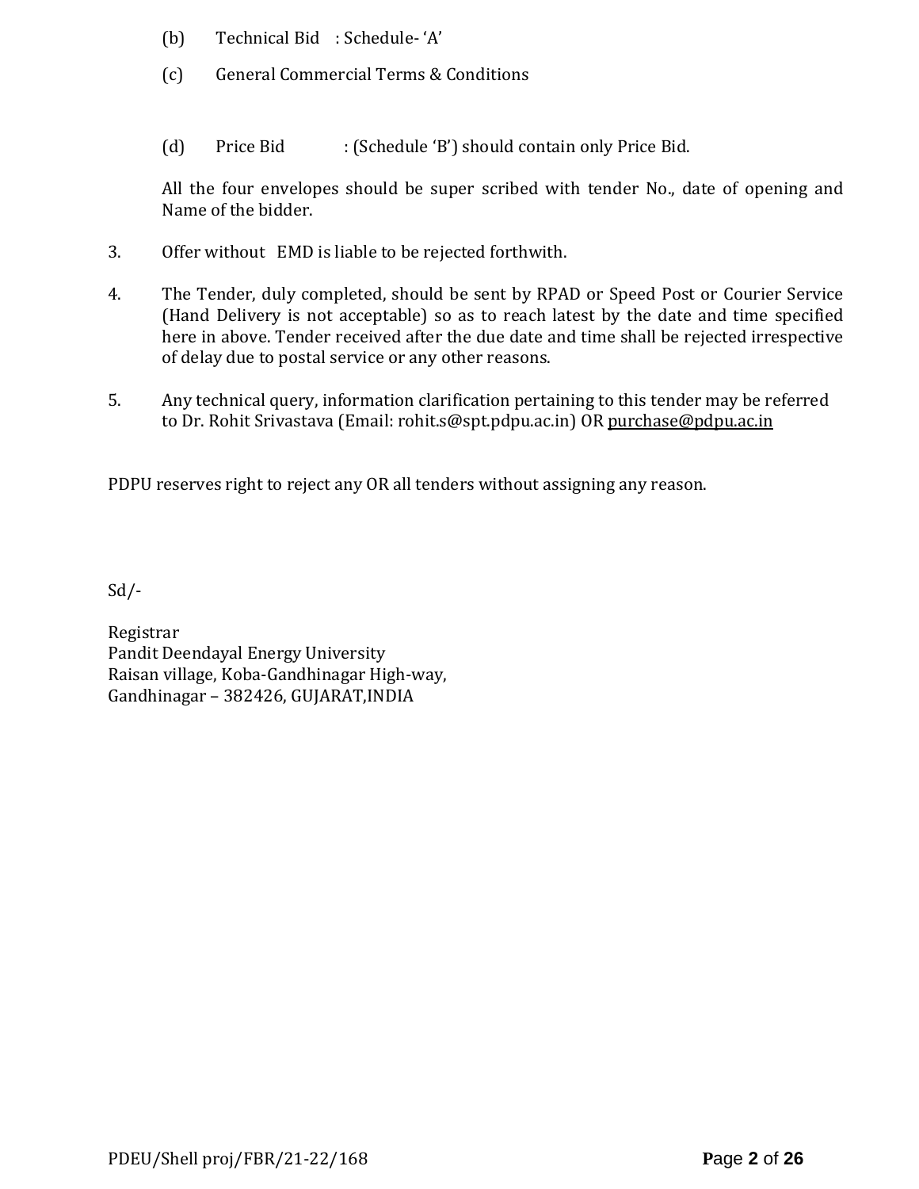(b) Technical Bid : Schedule- 'A'

(c) General Commercial Terms & Conditions

(d) Price Bid : (Schedule 'B') should contain only Price Bid.

All the four envelopes should be super scribed with tender No., date of opening and Name of the bidder.

3. Offer without EMD is liable to be rejected forthwith.

4. The Tender, duly completed, should be sent by RPAD or Speed Post or Courier Service (Hand Delivery is not acceptable) so as to reach latest by the date and time specified here in above. Tender received after the due date and time shall be rejected irrespective of delay due to postal service or any other reasons.

5. Any technical query, information clarification pertaining to this tender may be referred to Dr. Rohit Srivastava (Email: rohit.s@spt.pdpu.ac.in) OR purchase@pdpu.ac.in

PDPU reserves right to reject any OR all tenders without assigning any reason.

Sd/-

Registrar
Pandit Deendayal Energy University
Raisan village, Koba-Gandhinagar High-way,
Gandhinagar – 382426, GUJARAT,INDIA

PDEU/Shell proj/FBR/21-22/168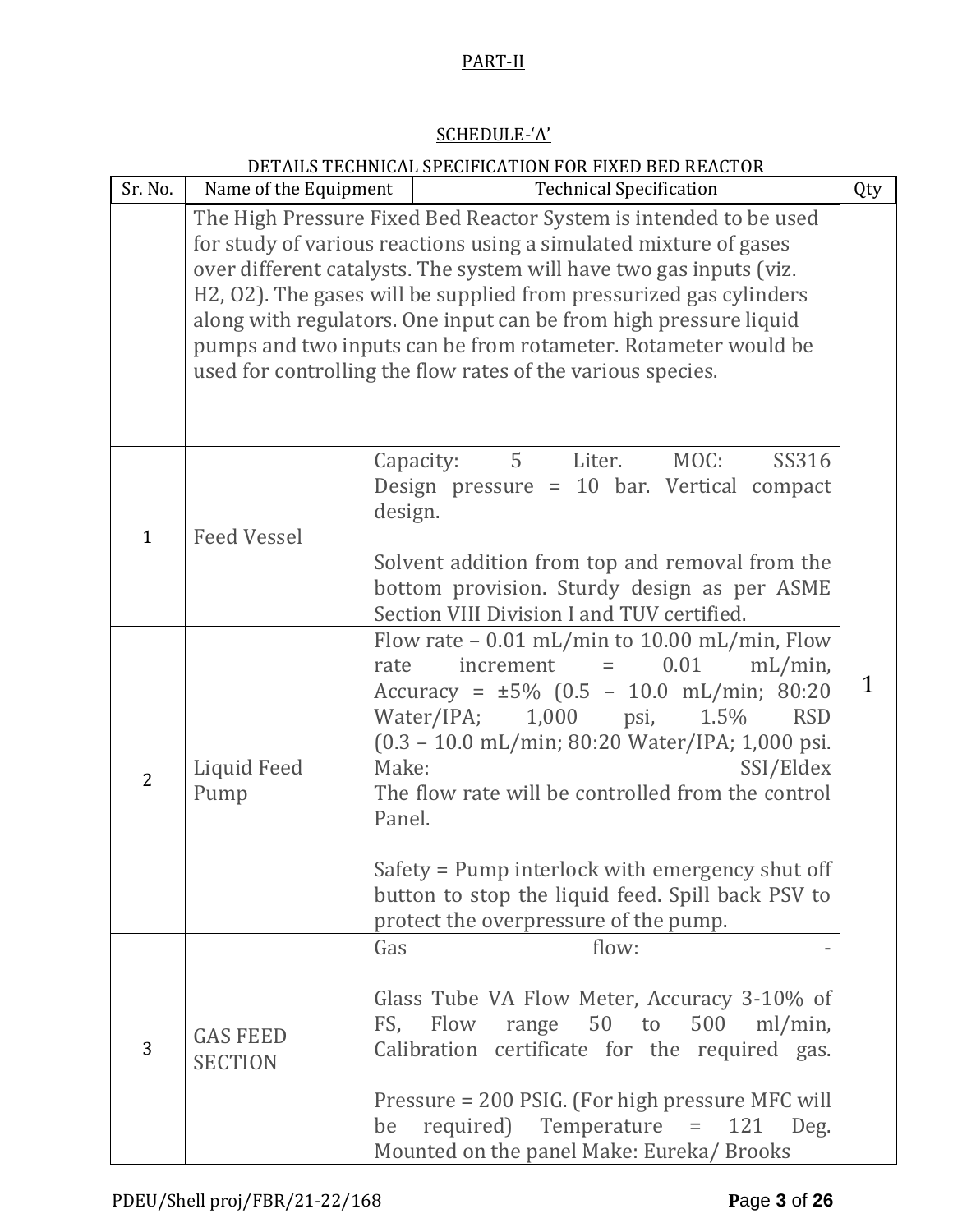PART-II

SCHEDULE-'A'

DETAILS TECHNICAL SPECIFICATION FOR FIXED BED REACTOR

| Sr. No. | Name of the Equipment | Technical Specification | Qty |
|---|---|---|---|
| | The High Pressure Fixed Bed Reactor System is intended to be used for study of various reactions using a simulated mixture of gases over different catalysts. The system will have two gas inputs (viz. $H_2$, $O_2$). The gases will be supplied from pressurized gas cylinders along with regulators. One input can be from high pressure liquid pumps and two inputs can be from rotameter. Rotameter would be used for controlling the flow rates of the various species. | | 1 |
| 1 | Feed Vessel | Capacity: 5 Liter. MOC: SS316 Design pressure = 10 bar. Vertical compact design.<br><br>Solvent addition from top and removal from the bottom provision. Sturdy design as per ASME Section VIII Division I and TUV certified. | |
| 2 | Liquid Feed Pump | Flow rate – 0.01 mL/min to 10.00 mL/min, Flow rate increment = 0.01 mL/min, Accuracy = ±5% (0.5 – 10.0 mL/min; 80:20 Water/IPA; 1,000 psi, 1.5% RSD (0.3 – 10.0 mL/min; 80:20 Water/IPA; 1,000 psi. Make: SSI/Eldex<br>The flow rate will be controlled from the control Panel.<br><br>Safety = Pump interlock with emergency shut off button to stop the liquid feed. Spill back PSV to protect the overpressure of the pump. | |
| 3 | GAS FEED SECTION | Gas flow: -<br><br>Glass Tube VA Flow Meter, Accuracy 3-10% of FS, Flow range 50 to 500 ml/min, Calibration certificate for the required gas.<br><br>Pressure = 200 PSIG. (For high pressure MFC will be required) Temperature = 121 Deg. Mounted on the panel Make: Eureka/ Brooks | |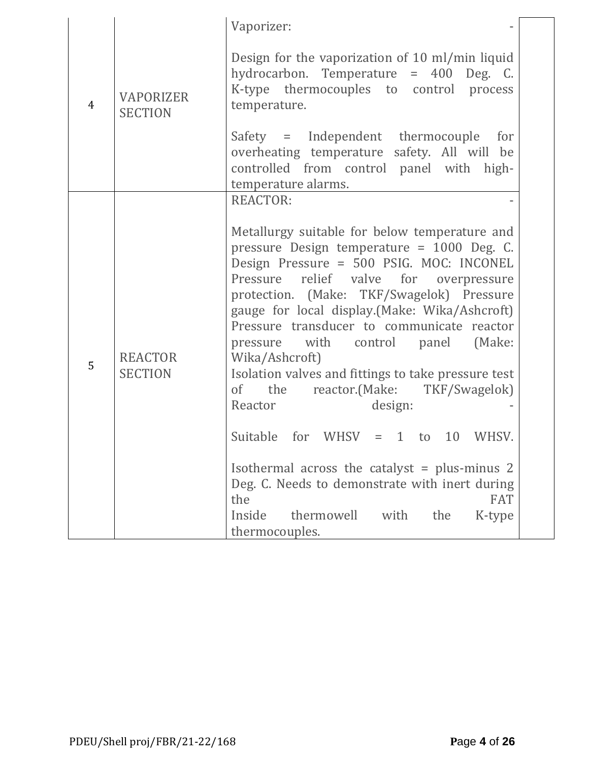| | | | |
|---|---|---|---|
| 4 | VAPORIZER SECTION | Vaporizer: -<br><br>Design for the vaporization of 10 ml/min liquid hydrocarbon. Temperature = 400 Deg. C. K-type thermocouples to control process temperature.<br><br>Safety = Independent thermocouple for overheating temperature safety. All will be controlled from control panel with high-temperature alarms. | |
| 5 | REACTOR SECTION | REACTOR: -<br><br>Metallurgy suitable for below temperature and pressure Design temperature = 1000 Deg. C. Design Pressure = 500 PSIG. MOC: INCONEL Pressure relief valve for overpressure protection. (Make: TKF/Swagelok) Pressure gauge for local display.(Make: Wika/Ashcroft) Pressure transducer to communicate reactor pressure with control panel (Make: Wika/Ashcroft)<br>Isolation valves and fittings to take pressure test of the reactor.(Make: TKF/Swagelok) Reactor design: -<br><br>Suitable for WHSV = 1 to 10 WHSV.<br><br>Isothermal across the catalyst = plus-minus 2 Deg. C. Needs to demonstrate with inert during the FAT<br>Inside thermowell with the K-type thermocouples. | |

PDEU/Shell proj/FBR/21-22/168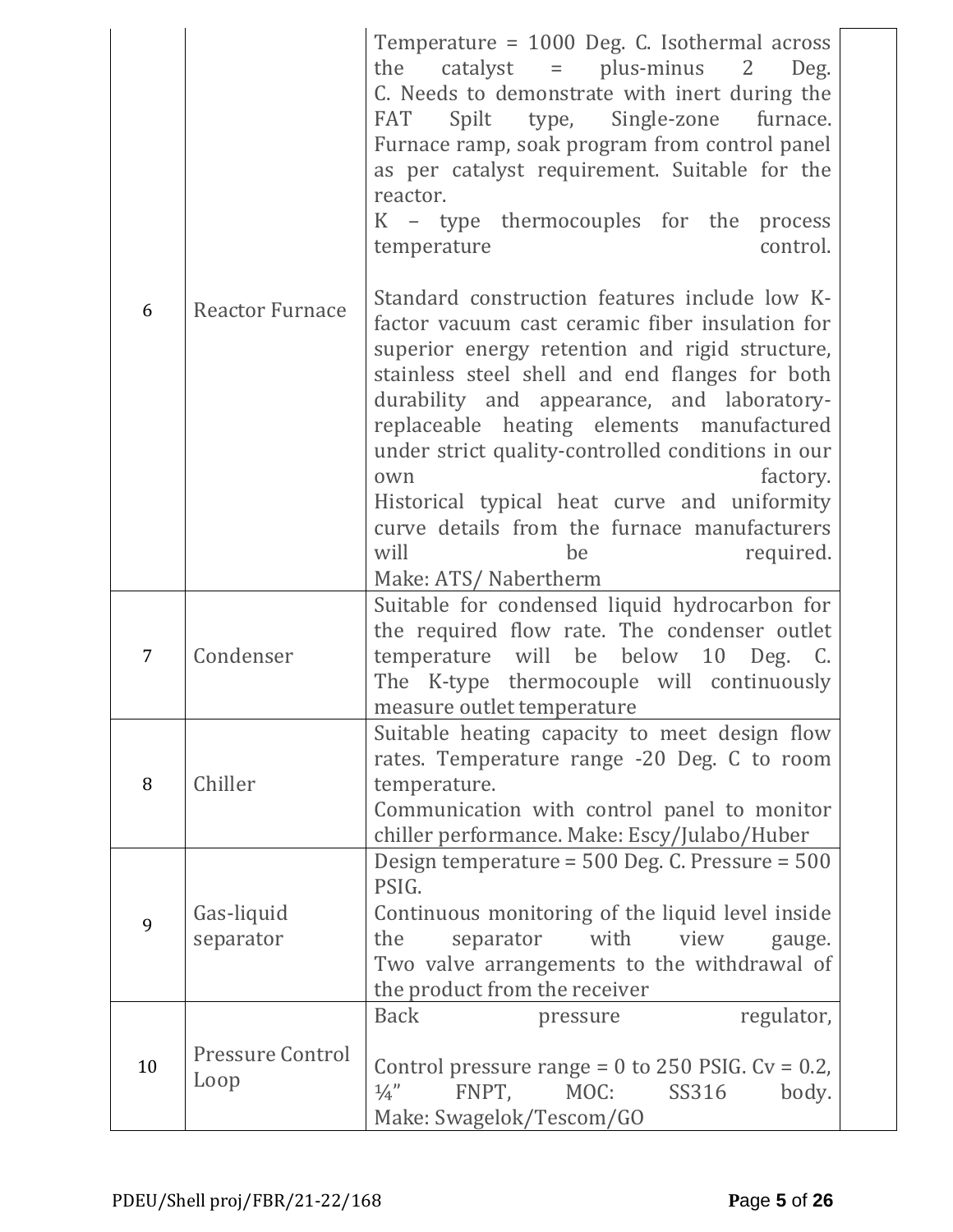| 6 | Reactor Furnace | Temperature = 1000 Deg. C. Isothermal across the catalyst = plus-minus 2 Deg. C. Needs to demonstrate with inert during the FAT Spilt type, Single-zone furnace. Furnace ramp, soak program from control panel as per catalyst requirement. Suitable for the reactor.<br>K – type thermocouples for the process temperature control.<br><br>Standard construction features include low K-factor vacuum cast ceramic fiber insulation for superior energy retention and rigid structure, stainless steel shell and end flanges for both durability and appearance, and laboratory-replaceable heating elements manufactured under strict quality-controlled conditions in our own factory.<br>Historical typical heat curve and uniformity curve details from the furnace manufacturers will be required.<br>Make: ATS/ Nabertherm | |
|---|---|---|---|
| 7 | Condenser | Suitable for condensed liquid hydrocarbon for the required flow rate. The condenser outlet temperature will be below 10 Deg. C. The K-type thermocouple will continuously measure outlet temperature | |
| 8 | Chiller | Suitable heating capacity to meet design flow rates. Temperature range -20 Deg. C to room temperature.<br>Communication with control panel to monitor chiller performance. Make: Escy/Julabo/Huber | |
| 9 | Gas-liquid separator | Design temperature = 500 Deg. C. Pressure = 500 PSIG.<br>Continuous monitoring of the liquid level inside the separator with view gauge.<br>Two valve arrangements to the withdrawal of the product from the receiver | |
| 10 | Pressure Control Loop | Back pressure regulator,<br><br>Control pressure range = 0 to 250 PSIG. Cv = 0.2, ¼" FNPT, MOC: SS316 body.<br>Make: Swagelok/Tescom/GO | |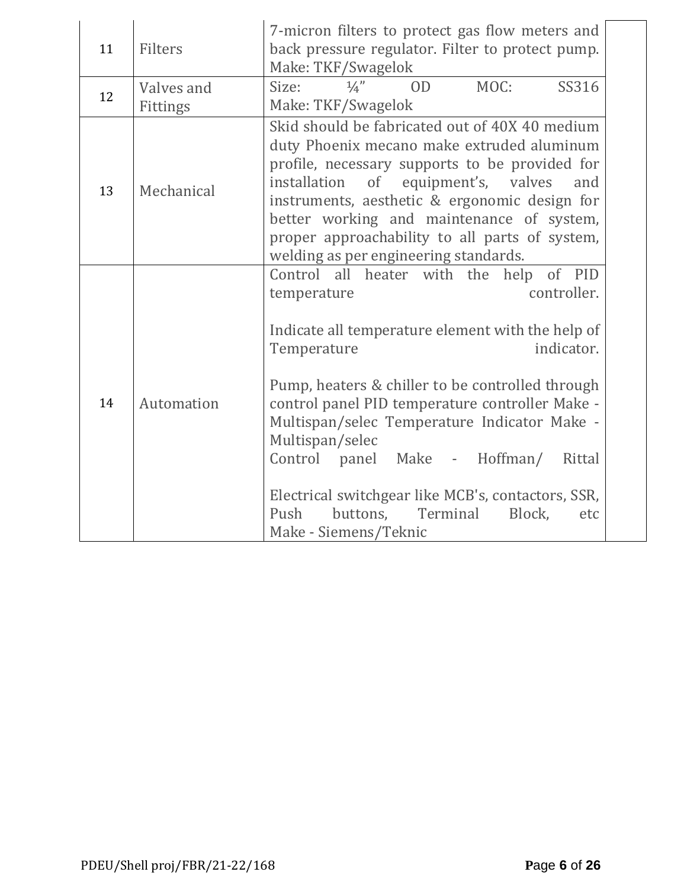| | | | |
|---|---|---|---|
| 11 | Filters | 7-micron filters to protect gas flow meters and back pressure regulator. Filter to protect pump. Make: TKF/Swagelok | |
| 12 | Valves and Fittings | Size: ¼" OD MOC: SS316 Make: TKF/Swagelok | |
| 13 | Mechanical | Skid should be fabricated out of 40X 40 medium duty Phoenix mecano make extruded aluminum profile, necessary supports to be provided for installation of equipment's, valves and instruments, aesthetic & ergonomic design for better working and maintenance of system, proper approachability to all parts of system, welding as per engineering standards. | |
| 14 | Automation | Control all heater with the help of PID temperature controller.<br><br>Indicate all temperature element with the help of Temperature indicator.<br><br>Pump, heaters & chiller to be controlled through control panel PID temperature controller Make - Multispan/selec Temperature Indicator Make - Multispan/selec<br>Control panel Make - Hoffman/ Rittal<br><br>Electrical switchgear like MCB's, contactors, SSR, Push buttons, Terminal Block, etc Make - Siemens/Teknic | |

PDEU/Shell proj/FBR/21-22/168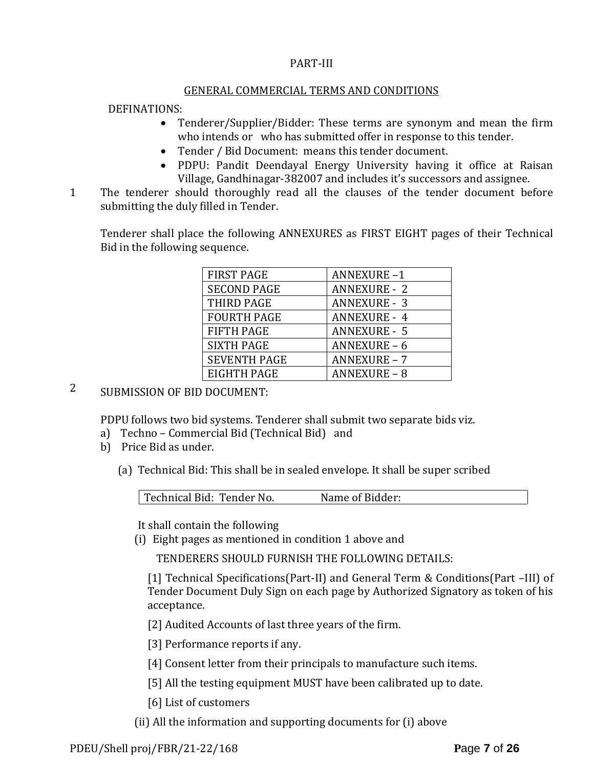PART-III

GENERAL COMMERCIAL TERMS AND CONDITIONS

DEFINATIONS:

- Tenderer/Supplier/Bidder: These terms are synonym and mean the firm who intends or who has submitted offer in response to this tender.
- Tender / Bid Document: means this tender document.
- PDPU: Pandit Deendayal Energy University having it office at Raisan Village, Gandhinagar-382007 and includes it's successors and assignee.

1 The tenderer should thoroughly read all the clauses of the tender document before submitting the duly filled in Tender.

Tenderer shall place the following ANNEXURES as FIRST EIGHT pages of their Technical Bid in the following sequence.

| FIRST PAGE | ANNEXURE –1 |
|---|---|
| SECOND PAGE | ANNEXURE - 2 |
| THIRD PAGE | ANNEXURE - 3 |
| FOURTH PAGE | ANNEXURE - 4 |
| FIFTH PAGE | ANNEXURE - 5 |
| SIXTH PAGE | ANNEXURE – 6 |
| SEVENTH PAGE | ANNEXURE – 7 |
| EIGHTH PAGE | ANNEXURE – 8 |

2 SUBMISSION OF BID DOCUMENT:

PDPU follows two bid systems. Tenderer shall submit two separate bids viz.

a) Techno – Commercial Bid (Technical Bid) and
b) Price Bid as under.

(a) Technical Bid: This shall be in sealed envelope. It shall be super scribed

| Technical Bid: Tender No. | Name of Bidder: |
|---|---|

It shall contain the following

(i) Eight pages as mentioned in condition 1 above and

TENDERERS SHOULD FURNISH THE FOLLOWING DETAILS:

[1] Technical Specifications(Part-II) and General Term & Conditions(Part –III) of Tender Document Duly Sign on each page by Authorized Signatory as token of his acceptance.

[2] Audited Accounts of last three years of the firm.

[3] Performance reports if any.

[4] Consent letter from their principals to manufacture such items.

[5] All the testing equipment MUST have been calibrated up to date.

[6] List of customers

(ii) All the information and supporting documents for (i) above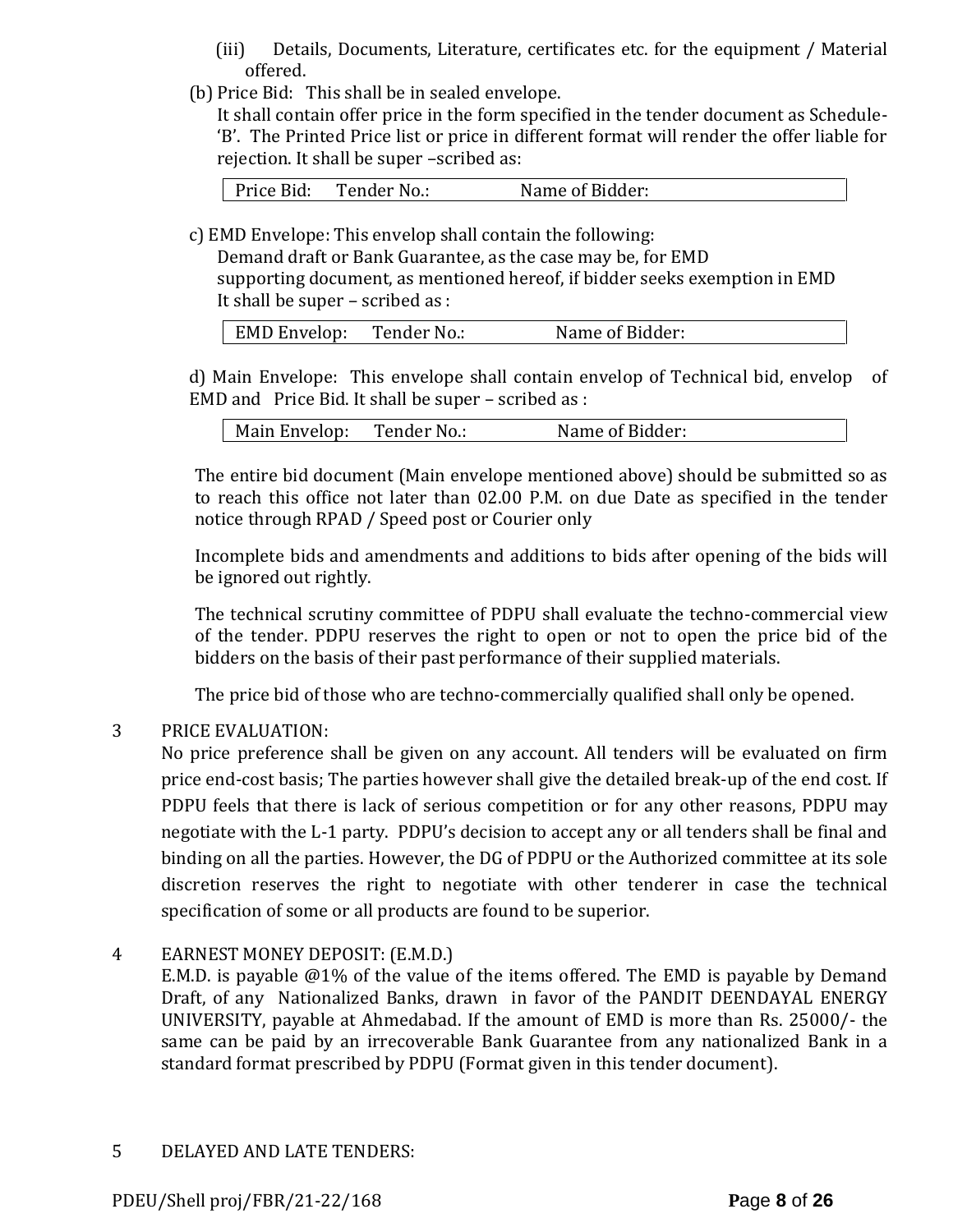(iii) Details, Documents, Literature, certificates etc. for the equipment / Material offered.

(b) Price Bid: This shall be in sealed envelope.

It shall contain offer price in the form specified in the tender document as Schedule-'B'. The Printed Price list or price in different format will render the offer liable for rejection. It shall be super –scribed as:

| Price Bid: Tender No.: Name of Bidder: |
|---|

c) EMD Envelope: This envelop shall contain the following:

Demand draft or Bank Guarantee, as the case may be, for EMD

supporting document, as mentioned hereof, if bidder seeks exemption in EMD

It shall be super – scribed as :

| EMD Envelop: Tender No.: Name of Bidder: |
|---|

d) Main Envelope: This envelope shall contain envelop of Technical bid, envelop of EMD and Price Bid. It shall be super – scribed as :

| Main Envelop: Tender No.: Name of Bidder: |
|---|

The entire bid document (Main envelope mentioned above) should be submitted so as to reach this office not later than 02.00 P.M. on due Date as specified in the tender notice through RPAD / Speed post or Courier only

Incomplete bids and amendments and additions to bids after opening of the bids will be ignored out rightly.

The technical scrutiny committee of PDPU shall evaluate the techno-commercial view of the tender. PDPU reserves the right to open or not to open the price bid of the bidders on the basis of their past performance of their supplied materials.

The price bid of those who are techno-commercially qualified shall only be opened.

3 PRICE EVALUATION:

No price preference shall be given on any account. All tenders will be evaluated on firm price end-cost basis; The parties however shall give the detailed break-up of the end cost. If PDPU feels that there is lack of serious competition or for any other reasons, PDPU may negotiate with the L-1 party. PDPU's decision to accept any or all tenders shall be final and binding on all the parties. However, the DG of PDPU or the Authorized committee at its sole discretion reserves the right to negotiate with other tenderer in case the technical specification of some or all products are found to be superior.

4 EARNEST MONEY DEPOSIT: (E.M.D.)

E.M.D. is payable @1% of the value of the items offered. The EMD is payable by Demand Draft, of any Nationalized Banks, drawn in favor of the PANDIT DEENDAYAL ENERGY UNIVERSITY, payable at Ahmedabad. If the amount of EMD is more than Rs. 25000/- the same can be paid by an irrecoverable Bank Guarantee from any nationalized Bank in a standard format prescribed by PDPU (Format given in this tender document).

5 DELAYED AND LATE TENDERS: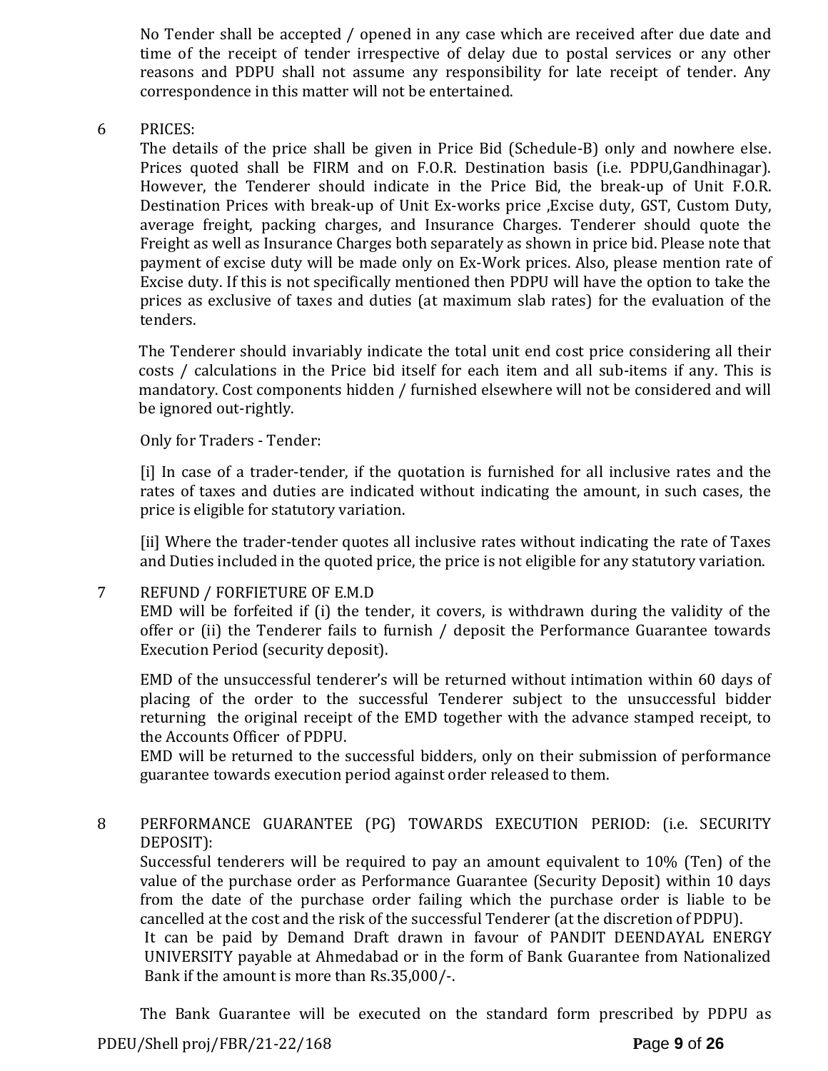No Tender shall be accepted / opened in any case which are received after due date and time of the receipt of tender irrespective of delay due to postal services or any other reasons and PDPU shall not assume any responsibility for late receipt of tender. Any correspondence in this matter will not be entertained.

6 PRICES:

The details of the price shall be given in Price Bid (Schedule-B) only and nowhere else. Prices quoted shall be FIRM and on F.O.R. Destination basis (i.e. PDPU,Gandhinagar). However, the Tenderer should indicate in the Price Bid, the break-up of Unit F.O.R. Destination Prices with break-up of Unit Ex-works price ,Excise duty, GST, Custom Duty, average freight, packing charges, and Insurance Charges. Tenderer should quote the Freight as well as Insurance Charges both separately as shown in price bid. Please note that payment of excise duty will be made only on Ex-Work prices. Also, please mention rate of Excise duty. If this is not specifically mentioned then PDPU will have the option to take the prices as exclusive of taxes and duties (at maximum slab rates) for the evaluation of the tenders.

The Tenderer should invariably indicate the total unit end cost price considering all their costs / calculations in the Price bid itself for each item and all sub-items if any. This is mandatory. Cost components hidden / furnished elsewhere will not be considered and will be ignored out-rightly.

Only for Traders - Tender:

[i] In case of a trader-tender, if the quotation is furnished for all inclusive rates and the rates of taxes and duties are indicated without indicating the amount, in such cases, the price is eligible for statutory variation.

[ii] Where the trader-tender quotes all inclusive rates without indicating the rate of Taxes and Duties included in the quoted price, the price is not eligible for any statutory variation.

7 REFUND / FORFIETURE OF E.M.D

EMD will be forfeited if (i) the tender, it covers, is withdrawn during the validity of the offer or (ii) the Tenderer fails to furnish / deposit the Performance Guarantee towards Execution Period (security deposit).

EMD of the unsuccessful tenderer's will be returned without intimation within 60 days of placing of the order to the successful Tenderer subject to the unsuccessful bidder returning the original receipt of the EMD together with the advance stamped receipt, to the Accounts Officer of PDPU.

EMD will be returned to the successful bidders, only on their submission of performance guarantee towards execution period against order released to them.

8 PERFORMANCE GUARANTEE (PG) TOWARDS EXECUTION PERIOD: (i.e. SECURITY DEPOSIT):

Successful tenderers will be required to pay an amount equivalent to 10% (Ten) of the value of the purchase order as Performance Guarantee (Security Deposit) within 10 days from the date of the purchase order failing which the purchase order is liable to be cancelled at the cost and the risk of the successful Tenderer (at the discretion of PDPU).

It can be paid by Demand Draft drawn in favour of PANDIT DEENDAYAL ENERGY UNIVERSITY payable at Ahmedabad or in the form of Bank Guarantee from Nationalized Bank if the amount is more than Rs.35,000/-.

The Bank Guarantee will be executed on the standard form prescribed by PDPU as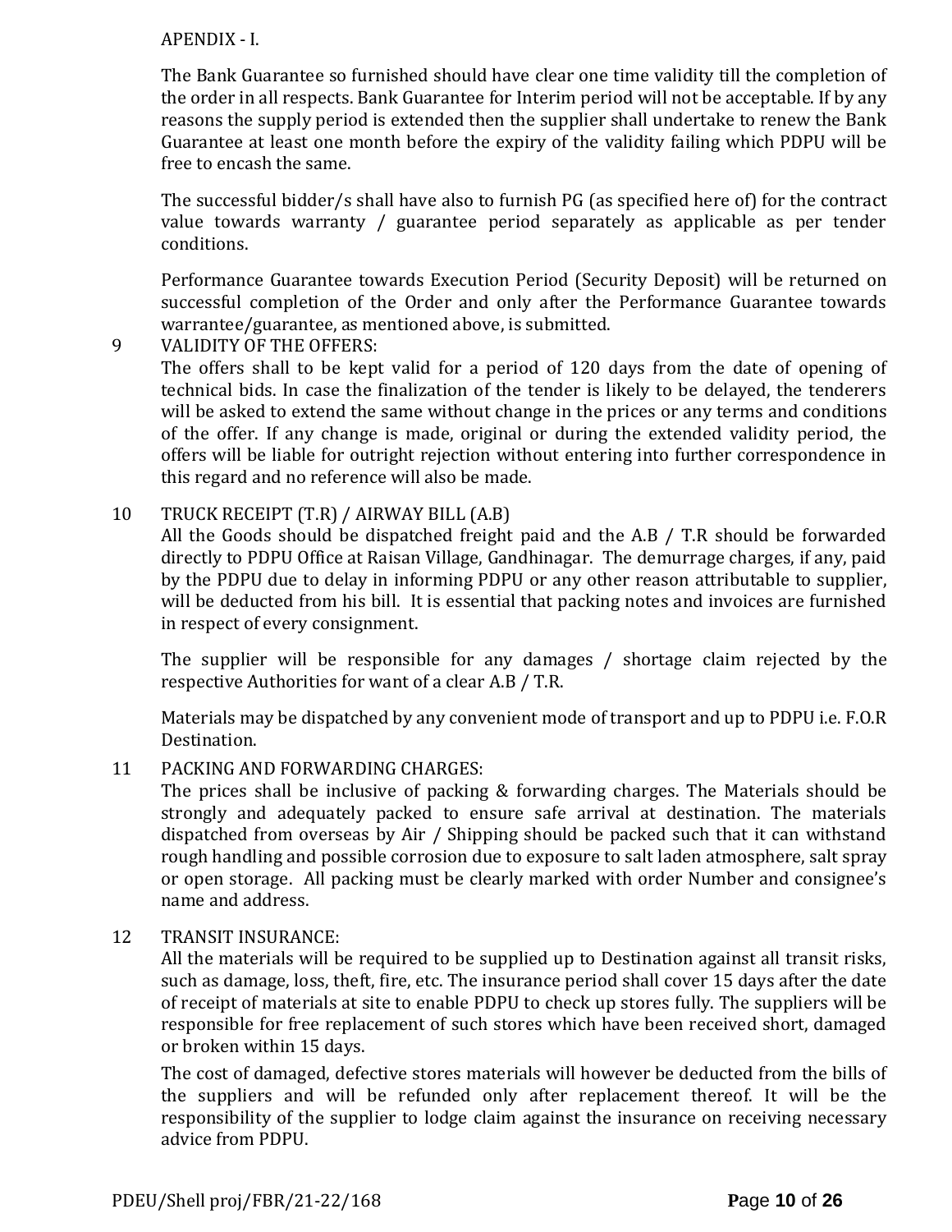APENDIX - I.

The Bank Guarantee so furnished should have clear one time validity till the completion of the order in all respects. Bank Guarantee for Interim period will not be acceptable. If by any reasons the supply period is extended then the supplier shall undertake to renew the Bank Guarantee at least one month before the expiry of the validity failing which PDPU will be free to encash the same.

The successful bidder/s shall have also to furnish PG (as specified here of) for the contract value towards warranty / guarantee period separately as applicable as per tender conditions.

Performance Guarantee towards Execution Period (Security Deposit) will be returned on successful completion of the Order and only after the Performance Guarantee towards warrantee/guarantee, as mentioned above, is submitted.

9 VALIDITY OF THE OFFERS:

The offers shall to be kept valid for a period of 120 days from the date of opening of technical bids. In case the finalization of the tender is likely to be delayed, the tenderers will be asked to extend the same without change in the prices or any terms and conditions of the offer. If any change is made, original or during the extended validity period, the offers will be liable for outright rejection without entering into further correspondence in this regard and no reference will also be made.

10 TRUCK RECEIPT (T.R) / AIRWAY BILL (A.B)

All the Goods should be dispatched freight paid and the A.B / T.R should be forwarded directly to PDPU Office at Raisan Village, Gandhinagar. The demurrage charges, if any, paid by the PDPU due to delay in informing PDPU or any other reason attributable to supplier, will be deducted from his bill. It is essential that packing notes and invoices are furnished in respect of every consignment.

The supplier will be responsible for any damages / shortage claim rejected by the respective Authorities for want of a clear A.B / T.R.

Materials may be dispatched by any convenient mode of transport and up to PDPU i.e. F.O.R Destination.

11 PACKING AND FORWARDING CHARGES:

The prices shall be inclusive of packing & forwarding charges. The Materials should be strongly and adequately packed to ensure safe arrival at destination. The materials dispatched from overseas by Air / Shipping should be packed such that it can withstand rough handling and possible corrosion due to exposure to salt laden atmosphere, salt spray or open storage. All packing must be clearly marked with order Number and consignee's name and address.

12 TRANSIT INSURANCE:

All the materials will be required to be supplied up to Destination against all transit risks, such as damage, loss, theft, fire, etc. The insurance period shall cover 15 days after the date of receipt of materials at site to enable PDPU to check up stores fully. The suppliers will be responsible for free replacement of such stores which have been received short, damaged or broken within 15 days.

The cost of damaged, defective stores materials will however be deducted from the bills of the suppliers and will be refunded only after replacement thereof. It will be the responsibility of the supplier to lodge claim against the insurance on receiving necessary advice from PDPU.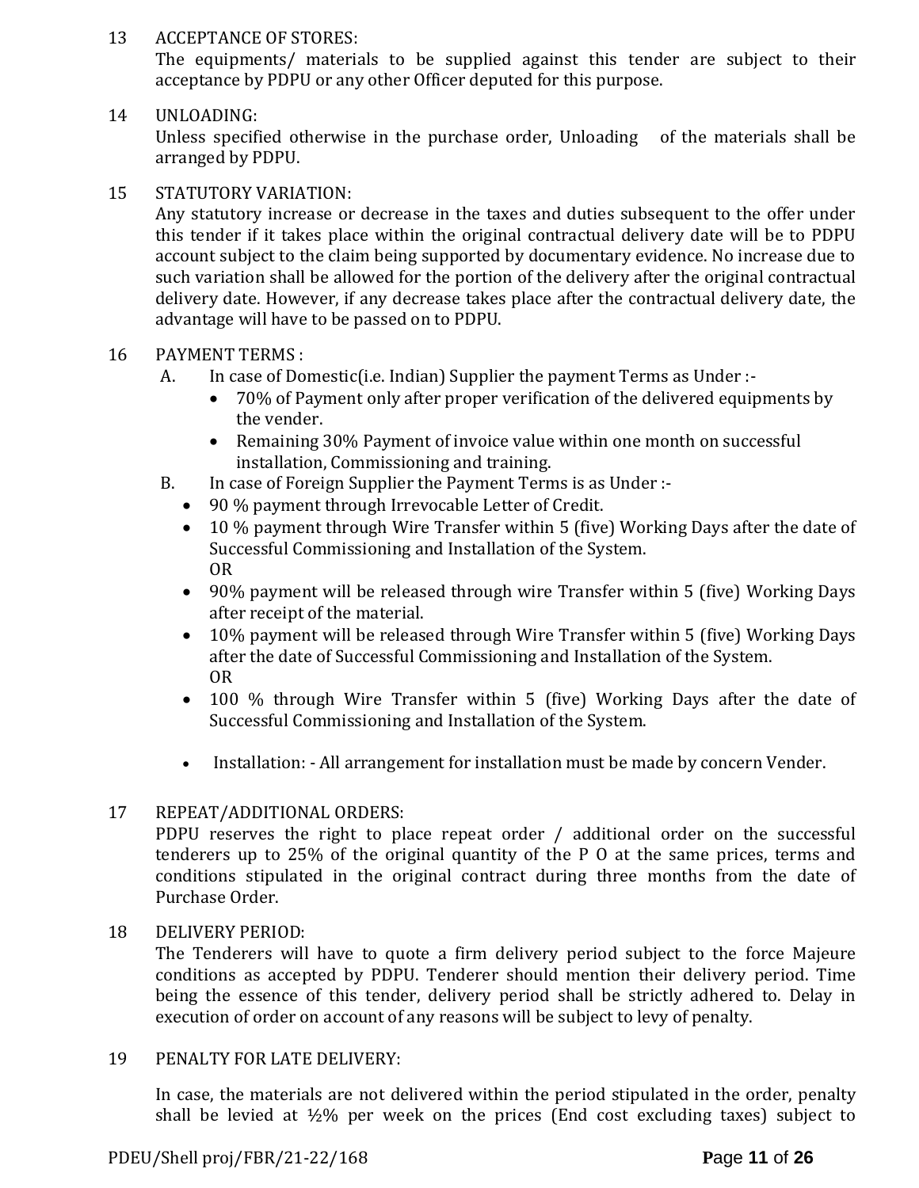13 ACCEPTANCE OF STORES:

The equipments/ materials to be supplied against this tender are subject to their acceptance by PDPU or any other Officer deputed for this purpose.

14 UNLOADING:

Unless specified otherwise in the purchase order, Unloading of the materials shall be arranged by PDPU.

15 STATUTORY VARIATION:

Any statutory increase or decrease in the taxes and duties subsequent to the offer under this tender if it takes place within the original contractual delivery date will be to PDPU account subject to the claim being supported by documentary evidence. No increase due to such variation shall be allowed for the portion of the delivery after the original contractual delivery date. However, if any decrease takes place after the contractual delivery date, the advantage will have to be passed on to PDPU.

16 PAYMENT TERMS :

A. In case of Domestic(i.e. Indian) Supplier the payment Terms as Under :-

- 70% of Payment only after proper verification of the delivered equipments by the vender.
- Remaining 30% Payment of invoice value within one month on successful installation, Commissioning and training.

B. In case of Foreign Supplier the Payment Terms is as Under :-

- 90 % payment through Irrevocable Letter of Credit.
- 10 % payment through Wire Transfer within 5 (five) Working Days after the date of Successful Commissioning and Installation of the System.
  OR
- 90% payment will be released through wire Transfer within 5 (five) Working Days after receipt of the material.
- 10% payment will be released through Wire Transfer within 5 (five) Working Days after the date of Successful Commissioning and Installation of the System.
  OR
- 100 % through Wire Transfer within 5 (five) Working Days after the date of Successful Commissioning and Installation of the System.

- Installation: - All arrangement for installation must be made by concern Vender.

17 REPEAT/ADDITIONAL ORDERS:

PDPU reserves the right to place repeat order / additional order on the successful tenderers up to 25% of the original quantity of the P O at the same prices, terms and conditions stipulated in the original contract during three months from the date of Purchase Order.

18 DELIVERY PERIOD:

The Tenderers will have to quote a firm delivery period subject to the force Majeure conditions as accepted by PDPU. Tenderer should mention their delivery period. Time being the essence of this tender, delivery period shall be strictly adhered to. Delay in execution of order on account of any reasons will be subject to levy of penalty.

19 PENALTY FOR LATE DELIVERY:

In case, the materials are not delivered within the period stipulated in the order, penalty shall be levied at ½% per week on the prices (End cost excluding taxes) subject to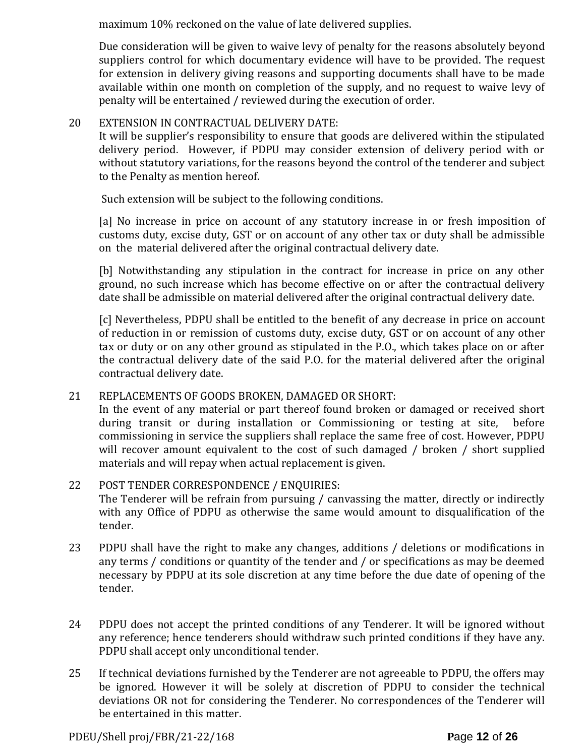maximum 10% reckoned on the value of late delivered supplies.

Due consideration will be given to waive levy of penalty for the reasons absolutely beyond suppliers control for which documentary evidence will have to be provided. The request for extension in delivery giving reasons and supporting documents shall have to be made available within one month on completion of the supply, and no request to waive levy of penalty will be entertained / reviewed during the execution of order.

20 EXTENSION IN CONTRACTUAL DELIVERY DATE:
It will be supplier's responsibility to ensure that goods are delivered within the stipulated delivery period. However, if PDPU may consider extension of delivery period with or without statutory variations, for the reasons beyond the control of the tenderer and subject to the Penalty as mention hereof.

Such extension will be subject to the following conditions.

[a] No increase in price on account of any statutory increase in or fresh imposition of customs duty, excise duty, GST or on account of any other tax or duty shall be admissible on the material delivered after the original contractual delivery date.

[b] Notwithstanding any stipulation in the contract for increase in price on any other ground, no such increase which has become effective on or after the contractual delivery date shall be admissible on material delivered after the original contractual delivery date.

[c] Nevertheless, PDPU shall be entitled to the benefit of any decrease in price on account of reduction in or remission of customs duty, excise duty, GST or on account of any other tax or duty or on any other ground as stipulated in the P.O., which takes place on or after the contractual delivery date of the said P.O. for the material delivered after the original contractual delivery date.

21 REPLACEMENTS OF GOODS BROKEN, DAMAGED OR SHORT:
In the event of any material or part thereof found broken or damaged or received short during transit or during installation or Commissioning or testing at site, before commissioning in service the suppliers shall replace the same free of cost. However, PDPU will recover amount equivalent to the cost of such damaged / broken / short supplied materials and will repay when actual replacement is given.

22 POST TENDER CORRESPONDENCE / ENQUIRIES:
The Tenderer will be refrain from pursuing / canvassing the matter, directly or indirectly with any Office of PDPU as otherwise the same would amount to disqualification of the tender.

23 PDPU shall have the right to make any changes, additions / deletions or modifications in any terms / conditions or quantity of the tender and / or specifications as may be deemed necessary by PDPU at its sole discretion at any time before the due date of opening of the tender.

24 PDPU does not accept the printed conditions of any Tenderer. It will be ignored without any reference; hence tenderers should withdraw such printed conditions if they have any. PDPU shall accept only unconditional tender.

25 If technical deviations furnished by the Tenderer are not agreeable to PDPU, the offers may be ignored. However it will be solely at discretion of PDPU to consider the technical deviations OR not for considering the Tenderer. No correspondences of the Tenderer will be entertained in this matter.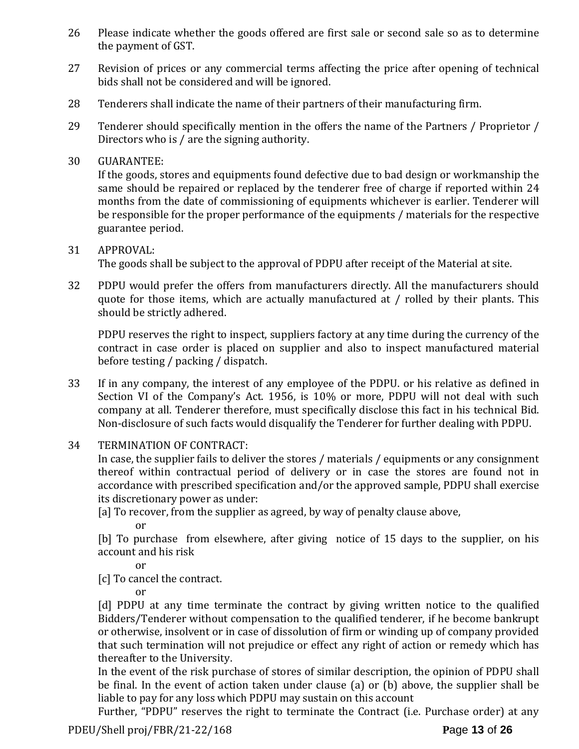26 Please indicate whether the goods offered are first sale or second sale so as to determine the payment of GST.

27 Revision of prices or any commercial terms affecting the price after opening of technical bids shall not be considered and will be ignored.

28 Tenderers shall indicate the name of their partners of their manufacturing firm.

29 Tenderer should specifically mention in the offers the name of the Partners / Proprietor / Directors who is / are the signing authority.

30 GUARANTEE:
If the goods, stores and equipments found defective due to bad design or workmanship the same should be repaired or replaced by the tenderer free of charge if reported within 24 months from the date of commissioning of equipments whichever is earlier. Tenderer will be responsible for the proper performance of the equipments / materials for the respective guarantee period.

31 APPROVAL:
The goods shall be subject to the approval of PDPU after receipt of the Material at site.

32 PDPU would prefer the offers from manufacturers directly. All the manufacturers should quote for those items, which are actually manufactured at / rolled by their plants. This should be strictly adhered.

PDPU reserves the right to inspect, suppliers factory at any time during the currency of the contract in case order is placed on supplier and also to inspect manufactured material before testing / packing / dispatch.

33 If in any company, the interest of any employee of the PDPU. or his relative as defined in Section VI of the Company's Act. 1956, is 10% or more, PDPU will not deal with such company at all. Tenderer therefore, must specifically disclose this fact in his technical Bid. Non-disclosure of such facts would disqualify the Tenderer for further dealing with PDPU.

34 TERMINATION OF CONTRACT:
In case, the supplier fails to deliver the stores / materials / equipments or any consignment thereof within contractual period of delivery or in case the stores are found not in accordance with prescribed specification and/or the approved sample, PDPU shall exercise its discretionary power as under:

[a] To recover, from the supplier as agreed, by way of penalty clause above,

or

[b] To purchase from elsewhere, after giving notice of 15 days to the supplier, on his account and his risk

or

[c] To cancel the contract.

or

[d] PDPU at any time terminate the contract by giving written notice to the qualified Bidders/Tenderer without compensation to the qualified tenderer, if he become bankrupt or otherwise, insolvent or in case of dissolution of firm or winding up of company provided that such termination will not prejudice or effect any right of action or remedy which has thereafter to the University.

In the event of the risk purchase of stores of similar description, the opinion of PDPU shall be final. In the event of action taken under clause (a) or (b) above, the supplier shall be liable to pay for any loss which PDPU may sustain on this account

Further, "PDPU" reserves the right to terminate the Contract (i.e. Purchase order) at any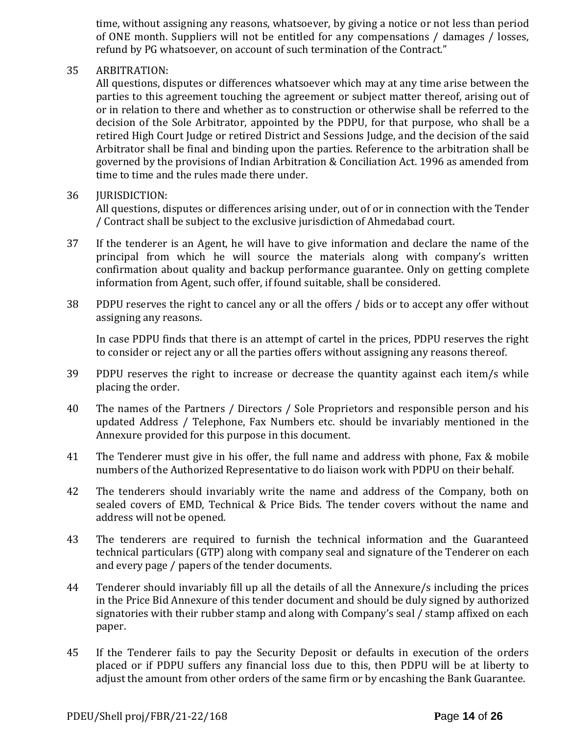time, without assigning any reasons, whatsoever, by giving a notice or not less than period of ONE month. Suppliers will not be entitled for any compensations / damages / losses, refund by PG whatsoever, on account of such termination of the Contract."

35 ARBITRATION:
All questions, disputes or differences whatsoever which may at any time arise between the parties to this agreement touching the agreement or subject matter thereof, arising out of or in relation to there and whether as to construction or otherwise shall be referred to the decision of the Sole Arbitrator, appointed by the PDPU, for that purpose, who shall be a retired High Court Judge or retired District and Sessions Judge, and the decision of the said Arbitrator shall be final and binding upon the parties. Reference to the arbitration shall be governed by the provisions of Indian Arbitration & Conciliation Act. 1996 as amended from time to time and the rules made there under.

36 JURISDICTION:
All questions, disputes or differences arising under, out of or in connection with the Tender / Contract shall be subject to the exclusive jurisdiction of Ahmedabad court.

37 If the tenderer is an Agent, he will have to give information and declare the name of the principal from which he will source the materials along with company's written confirmation about quality and backup performance guarantee. Only on getting complete information from Agent, such offer, if found suitable, shall be considered.

38 PDPU reserves the right to cancel any or all the offers / bids or to accept any offer without assigning any reasons.

In case PDPU finds that there is an attempt of cartel in the prices, PDPU reserves the right to consider or reject any or all the parties offers without assigning any reasons thereof.

39 PDPU reserves the right to increase or decrease the quantity against each item/s while placing the order.

40 The names of the Partners / Directors / Sole Proprietors and responsible person and his updated Address / Telephone, Fax Numbers etc. should be invariably mentioned in the Annexure provided for this purpose in this document.

41 The Tenderer must give in his offer, the full name and address with phone, Fax & mobile numbers of the Authorized Representative to do liaison work with PDPU on their behalf.

42 The tenderers should invariably write the name and address of the Company, both on sealed covers of EMD, Technical & Price Bids. The tender covers without the name and address will not be opened.

43 The tenderers are required to furnish the technical information and the Guaranteed technical particulars (GTP) along with company seal and signature of the Tenderer on each and every page / papers of the tender documents.

44 Tenderer should invariably fill up all the details of all the Annexure/s including the prices in the Price Bid Annexure of this tender document and should be duly signed by authorized signatories with their rubber stamp and along with Company's seal / stamp affixed on each paper.

45 If the Tenderer fails to pay the Security Deposit or defaults in execution of the orders placed or if PDPU suffers any financial loss due to this, then PDPU will be at liberty to adjust the amount from other orders of the same firm or by encashing the Bank Guarantee.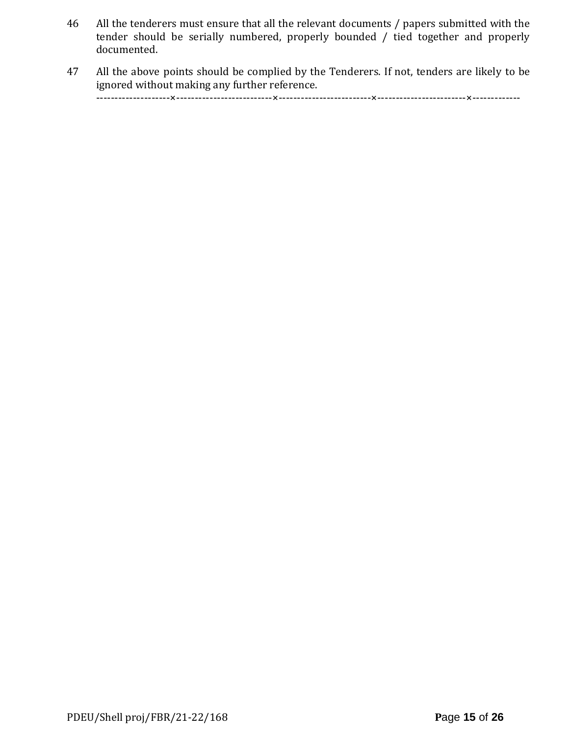46 All the tenderers must ensure that all the relevant documents / papers submitted with the tender should be serially numbered, properly bounded / tied together and properly documented.

47 All the above points should be complied by the Tenderers. If not, tenders are likely to be ignored without making any further reference.

--------------------×--------------------------×-------------------------×------------------------×-------------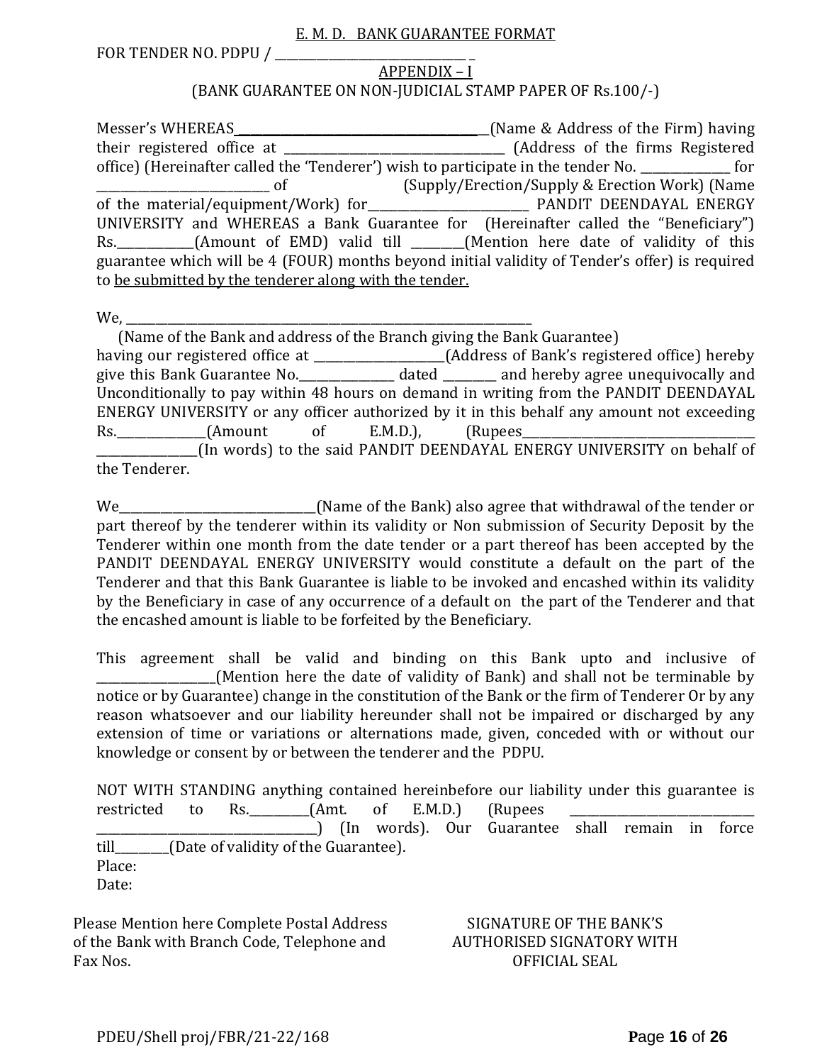E. M. D. BANK GUARANTEE FORMAT

FOR TENDER NO. PDPU / ________________________________ _

APPENDIX – I

(BANK GUARANTEE ON NON-JUDICIAL STAMP PAPER OF Rs.100/-)

Messer's WHEREAS__________________________________________(Name & Address of the Firm) having their registered office at ______________________________________ (Address of the firms Registered office) (Hereinafter called the 'Tenderer') wish to participate in the tender No. _______________ for ______________________________ of (Supply/Erection/Supply & Erection Work) (Name of the material/equipment/Work) for____________________________ PANDIT DEENDAYAL ENERGY UNIVERSITY and WHEREAS a Bank Guarantee for (Hereinafter called the "Beneficiary") Rs.____________(Amount of EMD) valid till ________(Mention here date of validity of this guarantee which will be 4 (FOUR) months beyond initial validity of Tender's offer) is required to be submitted by the tenderer along with the tender.

We, ________________________________________________________________________
(Name of the Bank and address of the Branch giving the Bank Guarantee)
having our registered office at ______________________(Address of Bank's registered office) hereby give this Bank Guarantee No.________________ dated _________ and hereby agree unequivocally and Unconditionally to pay within 48 hours on demand in writing from the PANDIT DEENDAYAL ENERGY UNIVERSITY or any officer authorized by it in this behalf any amount not exceeding Rs._______________(Amount of E.M.D.), (Rupees_________________________________________ _________________(In words) to the said PANDIT DEENDAYAL ENERGY UNIVERSITY on behalf of the Tenderer.

We_________________________________(Name of the Bank) also agree that withdrawal of the tender or part thereof by the tenderer within its validity or Non submission of Security Deposit by the Tenderer within one month from the date tender or a part thereof has been accepted by the PANDIT DEENDAYAL ENERGY UNIVERSITY would constitute a default on the part of the Tenderer and that this Bank Guarantee is liable to be invoked and encashed within its validity by the Beneficiary in case of any occurrence of a default on the part of the Tenderer and that the encashed amount is liable to be forfeited by the Beneficiary.

This agreement shall be valid and binding on this Bank upto and inclusive of ___________________(Mention here the date of validity of Bank) and shall not be terminable by notice or by Guarantee) change in the constitution of the Bank or the firm of Tenderer Or by any reason whatsoever and our liability hereunder shall not be impaired or discharged by any extension of time or variations or alternations made, given, conceded with or without our knowledge or consent by or between the tenderer and the PDPU.

NOT WITH STANDING anything contained hereinbefore our liability under this guarantee is restricted to Rs.__________(Amt. of E.M.D.) (Rupees _______________________________ ______________________________________) (In words). Our Guarantee shall remain in force till_________(Date of validity of the Guarantee).

Place:

Date:

Please Mention here Complete Postal Address of the Bank with Branch Code, Telephone and Fax Nos.

SIGNATURE OF THE BANK'S AUTHORISED SIGNATORY WITH OFFICIAL SEAL

PDEU/Shell proj/FBR/21-22/168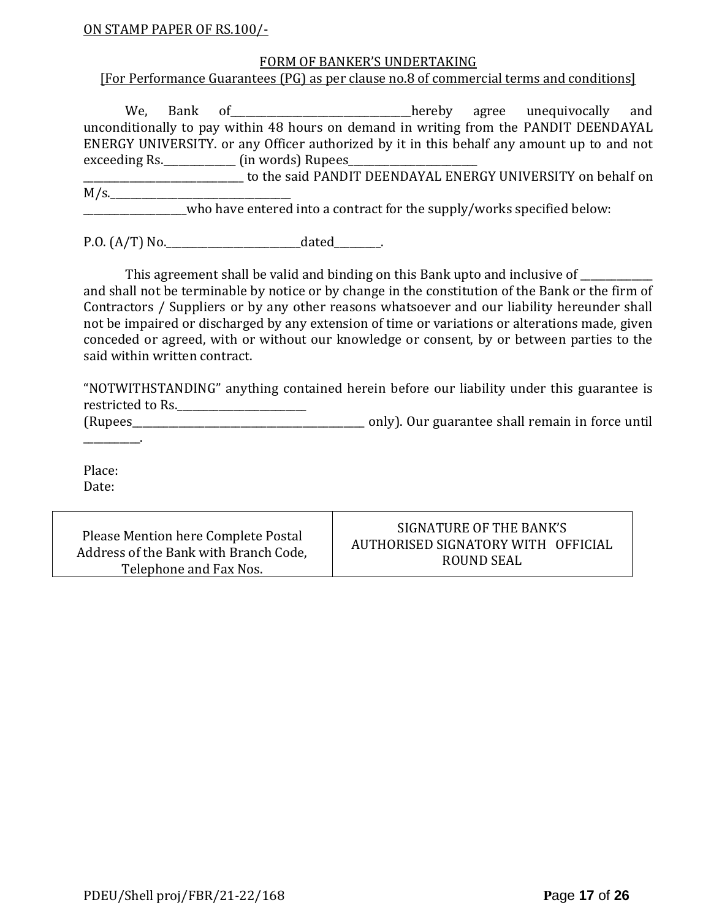ON STAMP PAPER OF RS.100/-

## FORM OF BANKER'S UNDERTAKING

[For Performance Guarantees (PG) as per clause no.8 of commercial terms and conditions]

We, Bank of____________________________________hereby agree unequivocally and unconditionally to pay within 48 hours on demand in writing from the PANDIT DEENDAYAL ENERGY UNIVERSITY. or any Officer authorized by it in this behalf any amount up to and not exceeding Rs.______________ (in words) Rupees_________________________ ________________________________ to the said PANDIT DEENDAYAL ENERGY UNIVERSITY on behalf on M/s.___________________________________ ____________________who have entered into a contract for the supply/works specified below:

P.O. (A/T) No.___________________________dated_________.

This agreement shall be valid and binding on this Bank upto and inclusive of ______________ and shall not be terminable by notice or by change in the constitution of the Bank or the firm of Contractors / Suppliers or by any other reasons whatsoever and our liability hereunder shall not be impaired or discharged by any extension of time or variations or alterations made, given conceded or agreed, with or without our knowledge or consent, by or between parties to the said within written contract.

"NOTWITHSTANDING" anything contained herein before our liability under this guarantee is restricted to Rs._________________________ (Rupees______________________________________________ only). Our guarantee shall remain in force until ___________.

Place:
Date:

| Please Mention here Complete Postal Address of the Bank with Branch Code, Telephone and Fax Nos. | SIGNATURE OF THE BANK'S AUTHORISED SIGNATORY WITH OFFICIAL ROUND SEAL |
|---|---|

PDEU/Shell proj/FBR/21-22/168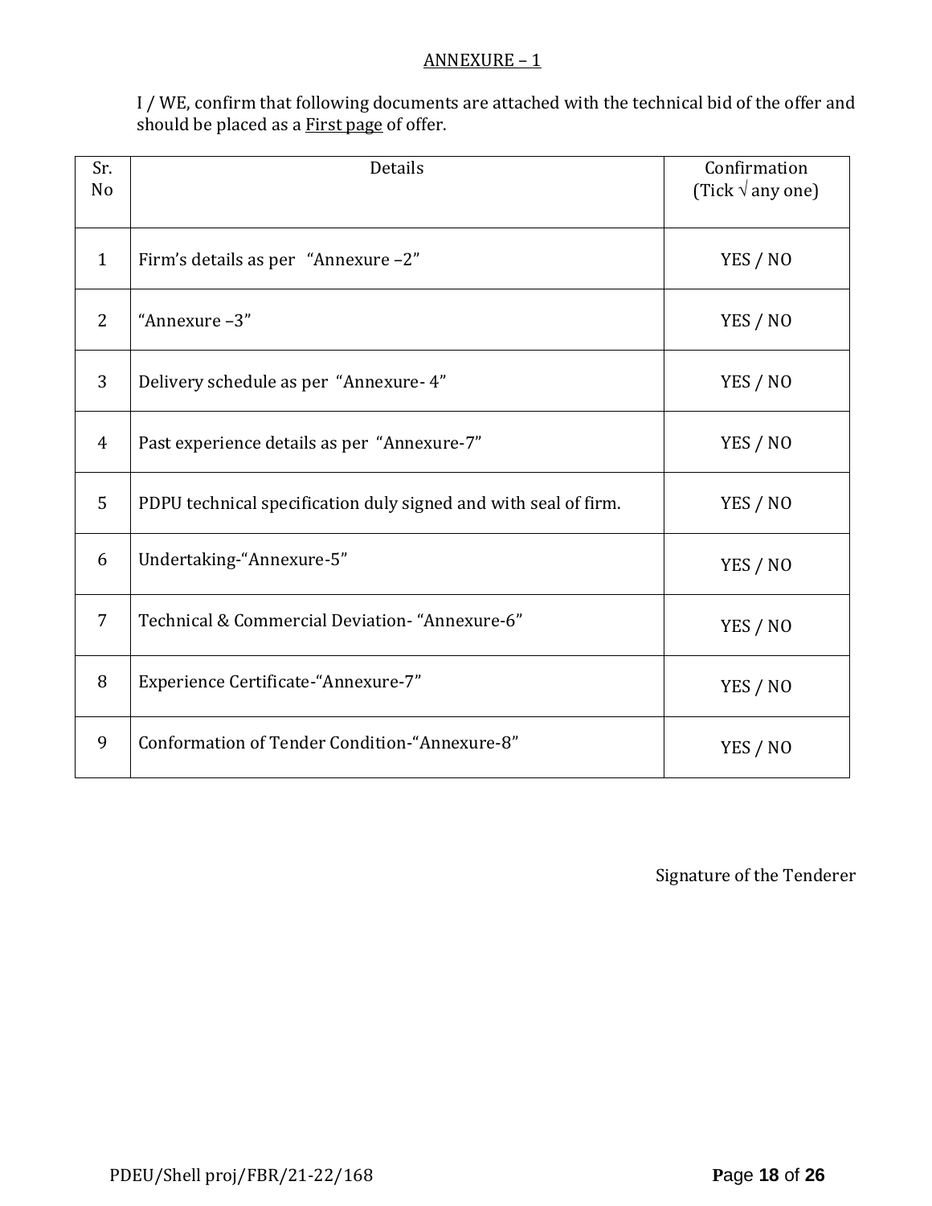## ANNEXURE – 1

I / WE, confirm that following documents are attached with the technical bid of the offer and should be placed as a First page of offer.

| Sr. No | Details | Confirmation (Tick √ any one) |
|---|---|---|
| 1 | Firm's details as per "Annexure –2" | YES / NO |
| 2 | "Annexure –3" | YES / NO |
| 3 | Delivery schedule as per "Annexure- 4" | YES / NO |
| 4 | Past experience details as per "Annexure-7" | YES / NO |
| 5 | PDPU technical specification duly signed and with seal of firm. | YES / NO |
| 6 | Undertaking-"Annexure-5" | YES / NO |
| 7 | Technical & Commercial Deviation- "Annexure-6" | YES / NO |
| 8 | Experience Certificate-"Annexure-7" | YES / NO |
| 9 | Conformation of Tender Condition-"Annexure-8" | YES / NO |

Signature of the Tenderer

PDEU/Shell proj/FBR/21-22/168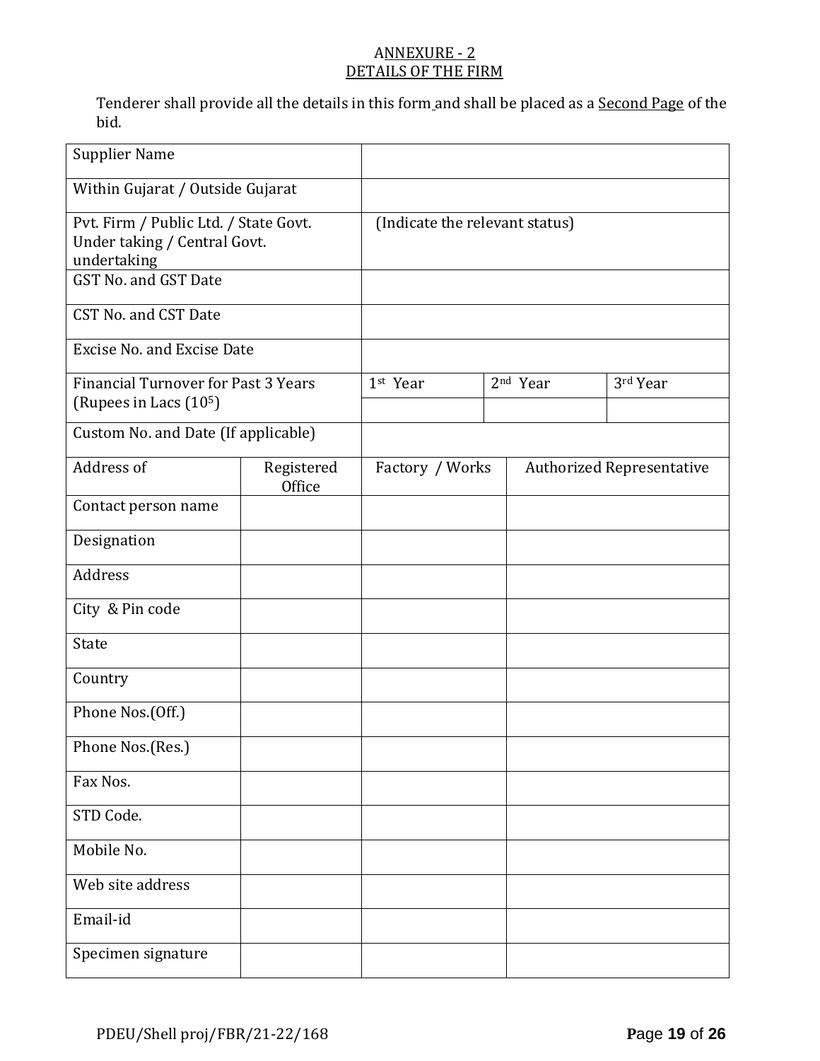## ANNEXURE - 2

## DETAILS OF THE FIRM

Tenderer shall provide all the details in this form and shall be placed as a Second Page of the bid.

| | | | |
|---|---|---|---|
| Supplier Name | | | |
| Within Gujarat / Outside Gujarat | | | |
| Pvt. Firm / Public Ltd. / State Govt. Under taking / Central Govt. undertaking | (Indicate the relevant status) | | |
| GST No. and GST Date | | | |
| CST No. and CST Date | | | |
| Excise No. and Excise Date | | | |
| Financial Turnover for Past 3 Years (Rupees in Lacs ($10^5$) | 1st Year | 2nd Year | 3rd Year |
| | | | |
| Custom No. and Date (If applicable) | | | |

| Address of | Registered Office | Factory / Works | Authorized Representative |
|---|---|---|---|
| Contact person name | | | |
| Designation | | | |
| Address | | | |
| City & Pin code | | | |
| State | | | |
| Country | | | |
| Phone Nos.(Off.) | | | |
| Phone Nos.(Res.) | | | |
| Fax Nos. | | | |
| STD Code. | | | |
| Mobile No. | | | |
| Web site address | | | |
| Email-id | | | |
| Specimen signature | | | |

PDEU/Shell proj/FBR/21-22/168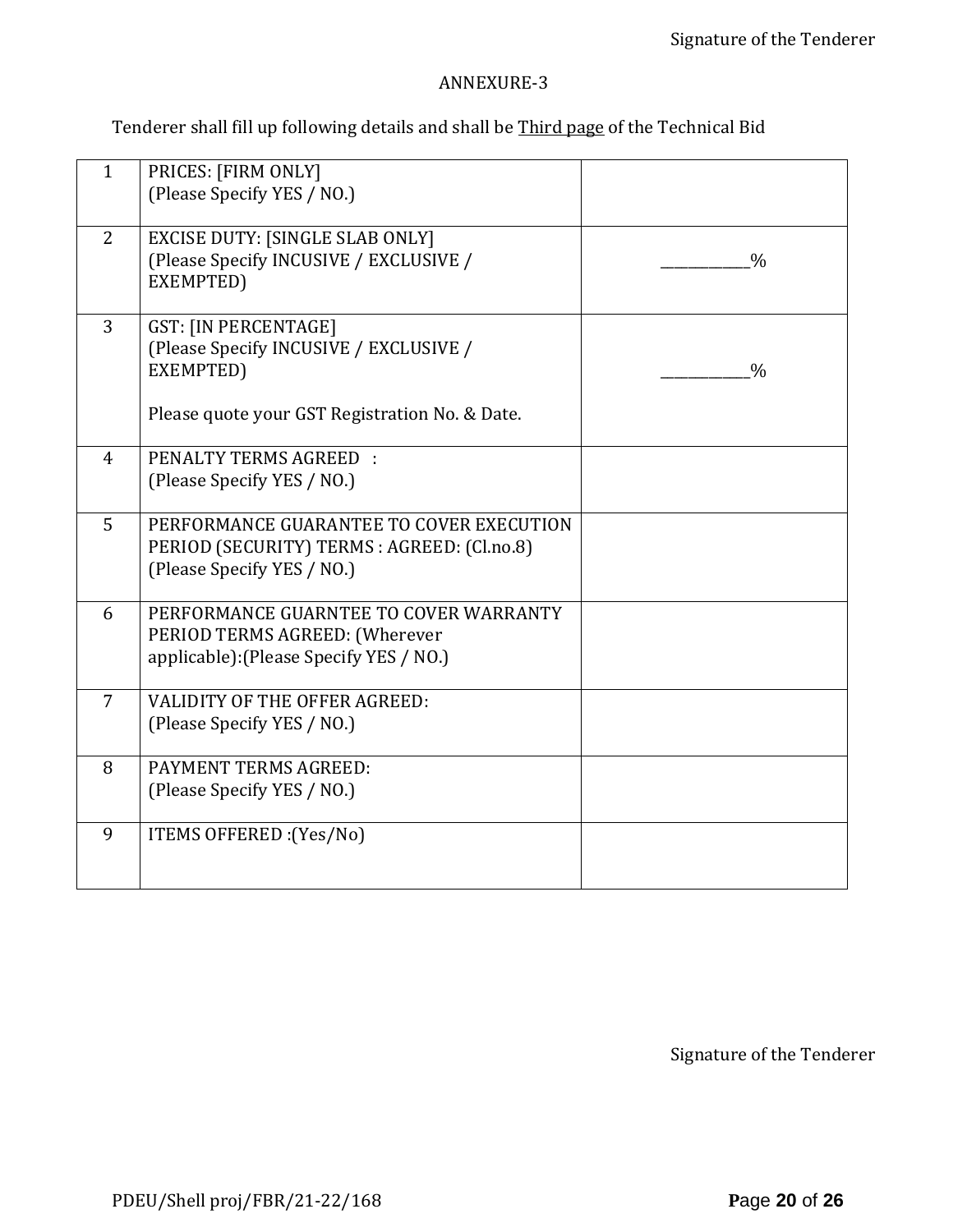Signature of the Tenderer

# ANNEXURE-3

Tenderer shall fill up following details and shall be <u>Third page</u> of the Technical Bid

| | | |
|---|---|---|
| 1 | PRICES: [FIRM ONLY]<br>(Please Specify YES / NO.) | |
| 2 | EXCISE DUTY: [SINGLE SLAB ONLY]<br>(Please Specify INCUSIVE / EXCLUSIVE / EXEMPTED) | ___________% |
| 3 | GST: [IN PERCENTAGE]<br>(Please Specify INCUSIVE / EXCLUSIVE / EXEMPTED)<br><br>Please quote your GST Registration No. & Date. | ___________% |
| 4 | PENALTY TERMS AGREED :<br>(Please Specify YES / NO.) | |
| 5 | PERFORMANCE GUARANTEE TO COVER EXECUTION PERIOD (SECURITY) TERMS : AGREED: (Cl.no.8)<br>(Please Specify YES / NO.) | |
| 6 | PERFORMANCE GUARNTEE TO COVER WARRANTY PERIOD TERMS AGREED: (Wherever applicable):(Please Specify YES / NO.) | |
| 7 | VALIDITY OF THE OFFER AGREED:<br>(Please Specify YES / NO.) | |
| 8 | PAYMENT TERMS AGREED:<br>(Please Specify YES / NO.) | |
| 9 | ITEMS OFFERED :(Yes/No) | |

Signature of the Tenderer

PDEU/Shell proj/FBR/21-22/168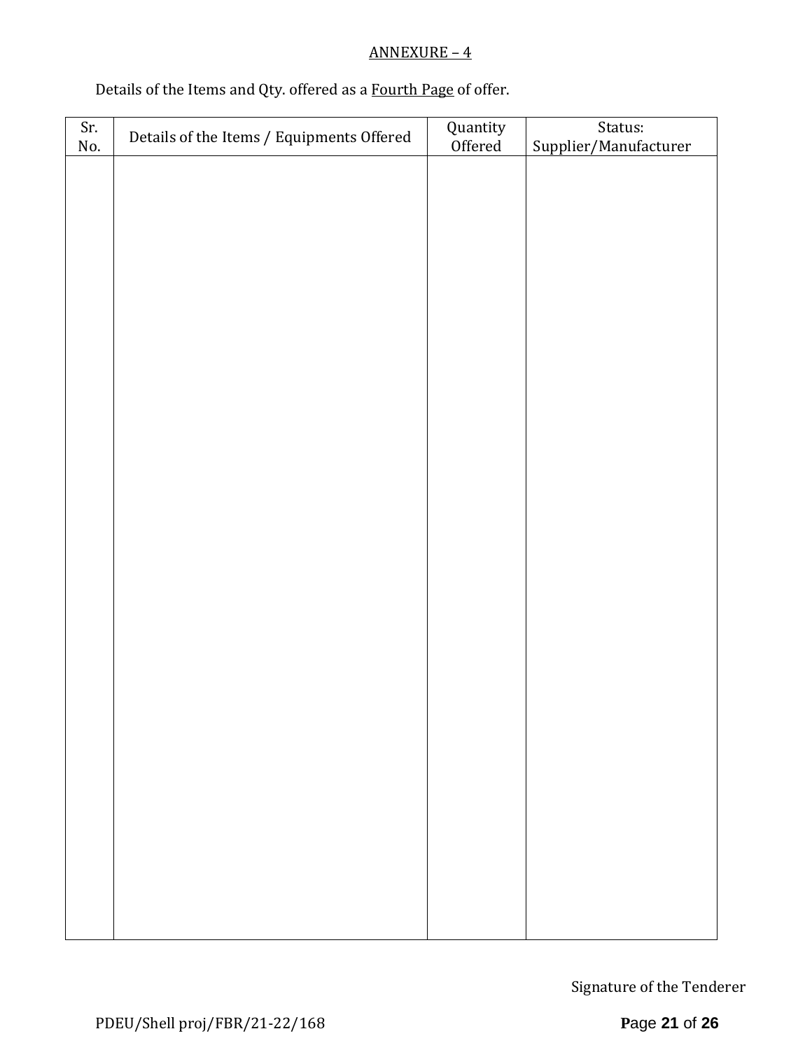ANNEXURE – 4

Details of the Items and Qty. offered as a Fourth Page of offer.

| Sr. No. | Details of the Items / Equipments Offered | Quantity Offered | Status: Supplier/Manufacturer |
|---|---|---|---|
| | | | |

Signature of the Tenderer

PDEU/Shell proj/FBR/21-22/168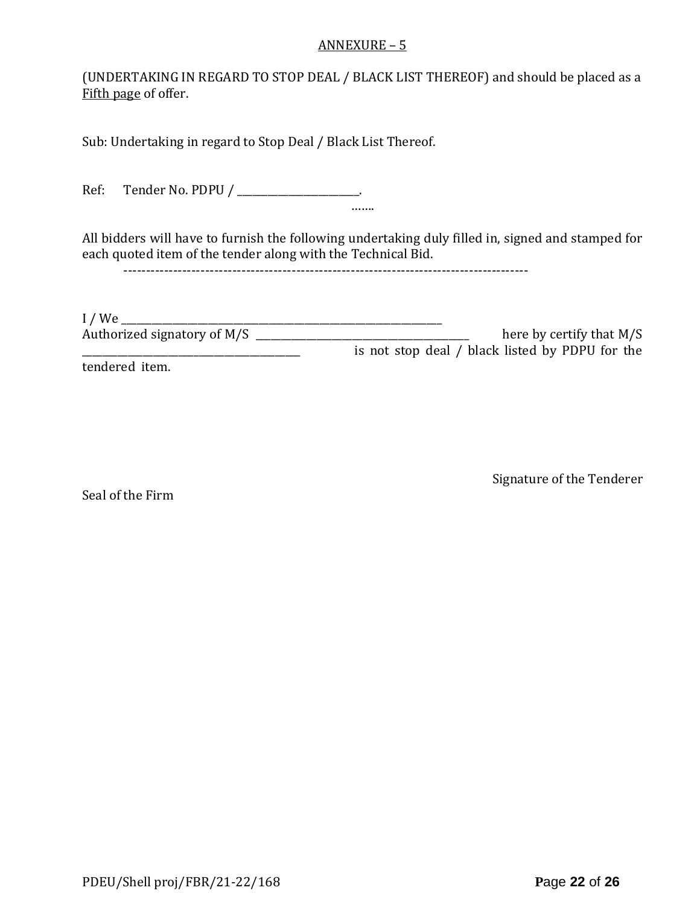ANNEXURE – 5

(UNDERTAKING IN REGARD TO STOP DEAL / BLACK LIST THEREOF) and should be placed as a <u>Fifth page</u> of offer.

Sub: Undertaking in regard to Stop Deal / Black List Thereof.

Ref: Tender No. PDPU / ______________________.
…….

All bidders will have to furnish the following undertaking duly filled in, signed and stamped for each quoted item of the tender along with the Technical Bid.

-----------------------------------------------------------------------------------------

I / We ______________________________________________________________
Authorized signatory of M/S _________________________________________ here by certify that M/S _________________________________________ is not stop deal / black listed by PDPU for the tendered item.

Signature of the Tenderer

Seal of the Firm

PDEU/Shell proj/FBR/21-22/168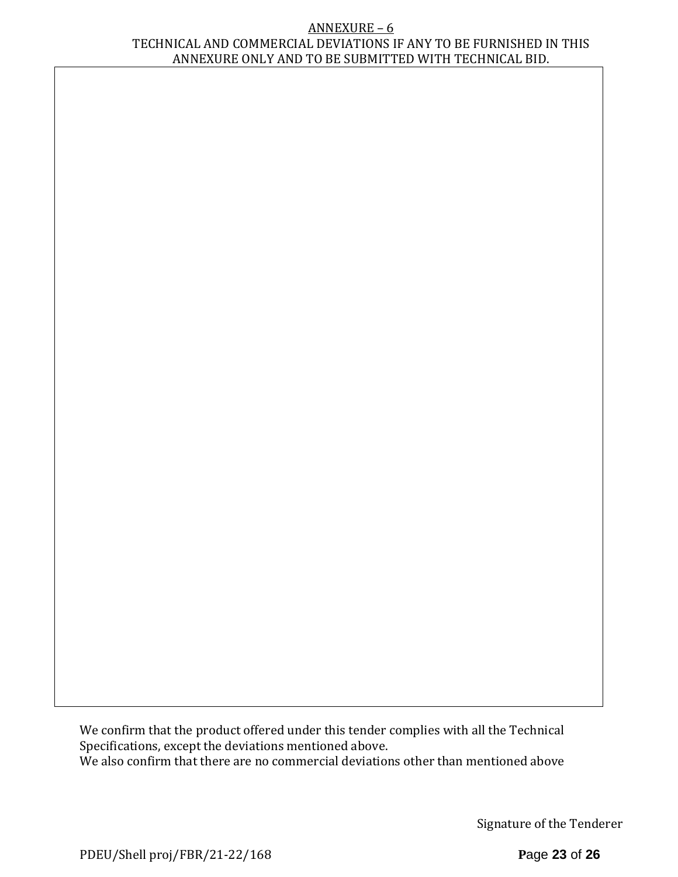## ANNEXURE – 6

TECHNICAL AND COMMERCIAL DEVIATIONS IF ANY TO BE FURNISHED IN THIS ANNEXURE ONLY AND TO BE SUBMITTED WITH TECHNICAL BID.

| |
|---|
| |

We confirm that the product offered under this tender complies with all the Technical Specifications, except the deviations mentioned above.

We also confirm that there are no commercial deviations other than mentioned above

Signature of the Tenderer

PDEU/Shell proj/FBR/21-22/168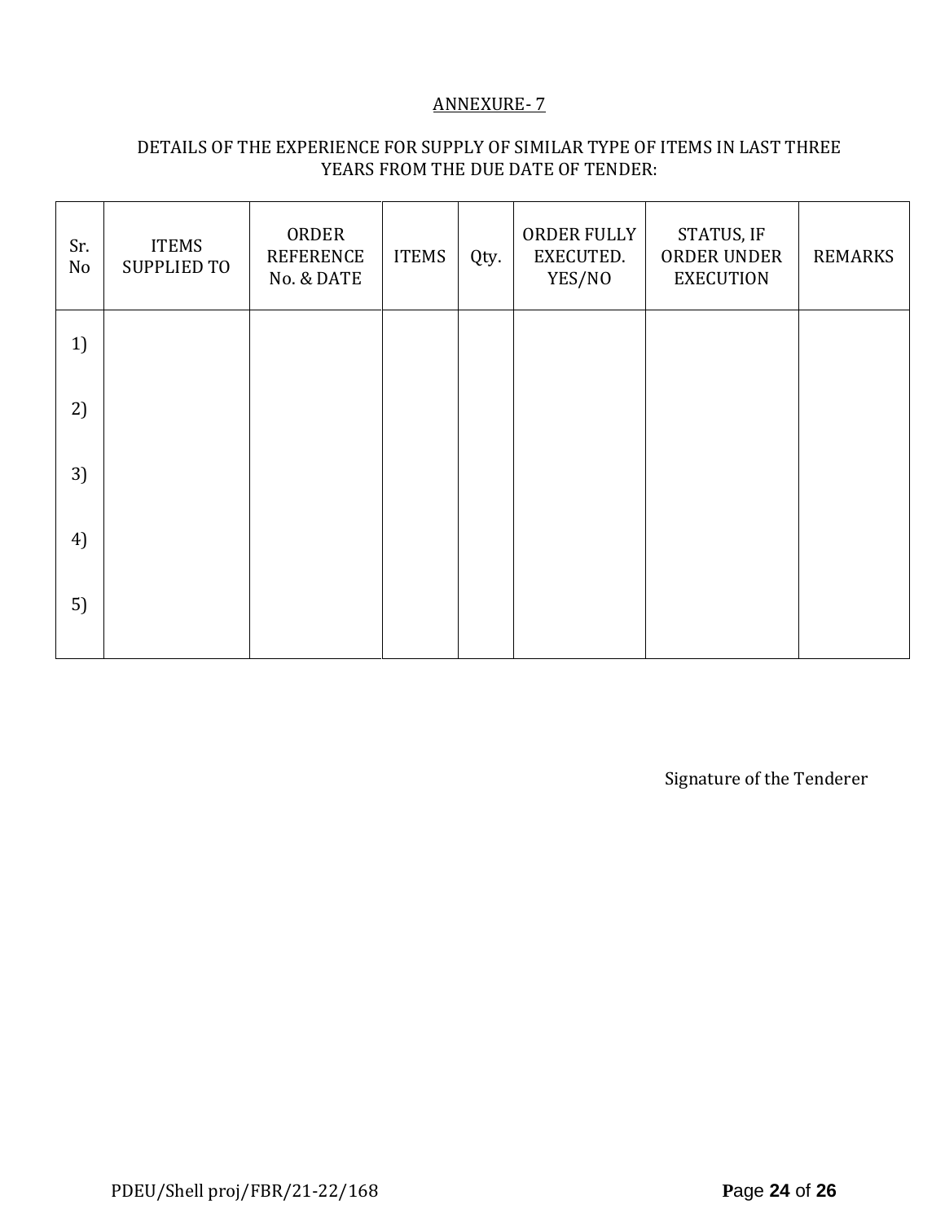## ANNEXURE- 7

DETAILS OF THE EXPERIENCE FOR SUPPLY OF SIMILAR TYPE OF ITEMS IN LAST THREE YEARS FROM THE DUE DATE OF TENDER:

| Sr. No | ITEMS SUPPLIED TO | ORDER REFERENCE No. & DATE | ITEMS | Qty. | ORDER FULLY EXECUTED. YES/NO | STATUS, IF ORDER UNDER EXECUTION | REMARKS |
|---|---|---|---|---|---|---|---|
| 1) | | | | | | | |
| 2) | | | | | | | |
| 3) | | | | | | | |
| 4) | | | | | | | |
| 5) | | | | | | | |

Signature of the Tenderer

PDEU/Shell proj/FBR/21-22/168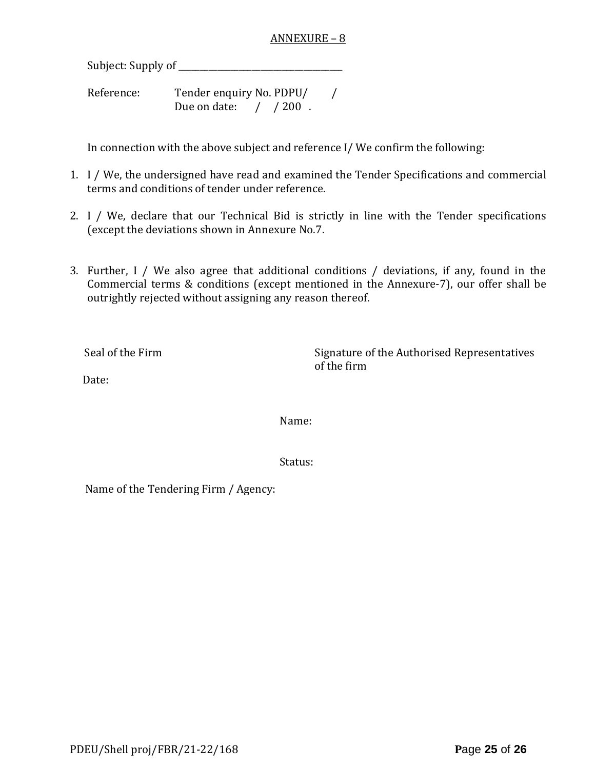## ANNEXURE – 8

Subject: Supply of ______________________________________

Reference: Tender enquiry No. PDPU/ /
Due on date: / / 200 .

In connection with the above subject and reference I/ We confirm the following:

1. I / We, the undersigned have read and examined the Tender Specifications and commercial terms and conditions of tender under reference.

2. I / We, declare that our Technical Bid is strictly in line with the Tender specifications (except the deviations shown in Annexure No.7.

3. Further, I / We also agree that additional conditions / deviations, if any, found in the Commercial terms & conditions (except mentioned in the Annexure-7), our offer shall be outrightly rejected without assigning any reason thereof.

Seal of the Firm

Date:

Signature of the Authorised Representatives of the firm

Name:

Status:

Name of the Tendering Firm / Agency: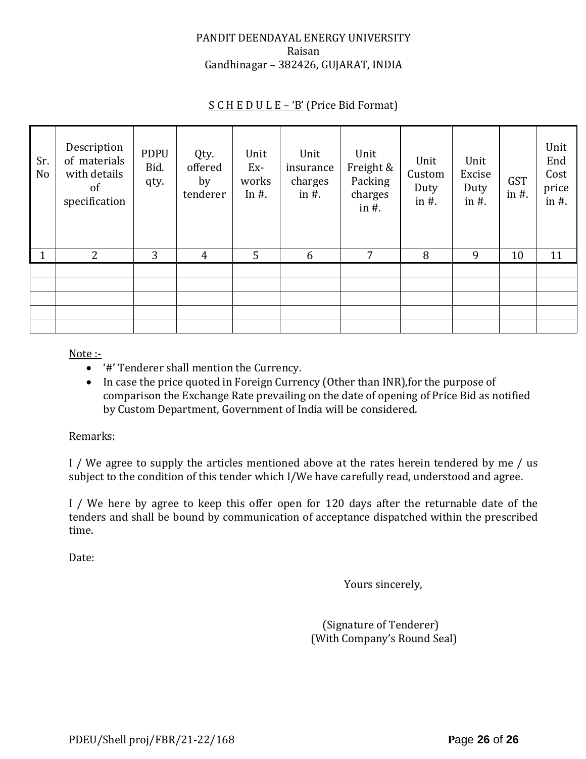PANDIT DEENDAYAL ENERGY UNIVERSITY
Raisan
Gandhinagar – 382426, GUJARAT, INDIA

S C H E D U L E – 'B' (Price Bid Format)

| Sr. No | Description of materials with details of specification | PDPU Bid. qty. | Qty. offered by tenderer | Unit Ex-works In #. | Unit insurance charges in #. | Unit Freight & Packing charges in #. | Unit Custom Duty in #. | Unit Excise Duty in #. | GST in #. | Unit End Cost price in #. |
|---|---|---|---|---|---|---|---|---|---|---|
| 1 | 2 | 3 | 4 | 5 | 6 | 7 | 8 | 9 | 10 | 11 |
| | | | | | | | | | | |
| | | | | | | | | | | |
| | | | | | | | | | | |
| | | | | | | | | | | |
| | | | | | | | | | | |

Note :-

- '#' Tenderer shall mention the Currency.
- In case the price quoted in Foreign Currency (Other than INR),for the purpose of comparison the Exchange Rate prevailing on the date of opening of Price Bid as notified by Custom Department, Government of India will be considered.

Remarks:

I / We agree to supply the articles mentioned above at the rates herein tendered by me / us subject to the condition of this tender which I/We have carefully read, understood and agree.

I / We here by agree to keep this offer open for 120 days after the returnable date of the tenders and shall be bound by communication of acceptance dispatched within the prescribed time.

Date:

Yours sincerely,

(Signature of Tenderer)
(With Company's Round Seal)

PDEU/Shell proj/FBR/21-22/168